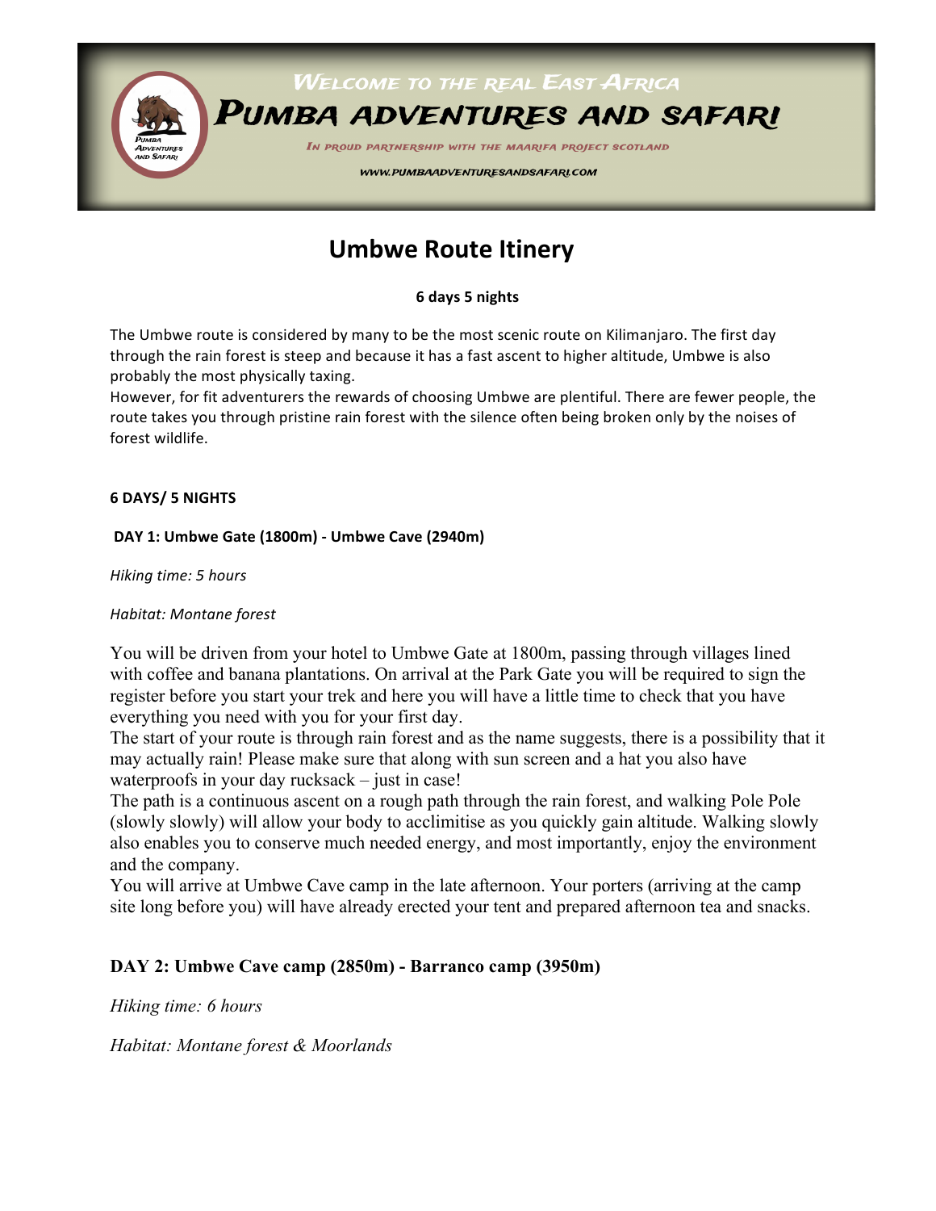WELCOME TO THE REAL EAST AFRICA

PUMBA ADVENTURES AND SAFARI

IN PROUD PARTNERSHIP WITH THE MAARIFA PROJECT SCOTLAND

WWW.PUMBAADVENTURESANDSAFARI.COM

# Umbwe Route Itinery

**6 days 5 nights**

The Umbwe route is considered by many to be the most scenic route on Kilimanjaro. The first day through the rain forest is steep and because it has a fast ascent to higher altitude, Umbwe is also probably the most physically taxing.
However, for fit adventurers the rewards of choosing Umbwe are plentiful. There are fewer people, the route takes you through pristine rain forest with the silence often being broken only by the noises of forest wildlife.

**6 DAYS/ 5 NIGHTS**

**DAY 1: Umbwe Gate (1800m) - Umbwe Cave (2940m)**

*Hiking time: 5 hours*

*Habitat: Montane forest*

You will be driven from your hotel to Umbwe Gate at 1800m, passing through villages lined with coffee and banana plantations. On arrival at the Park Gate you will be required to sign the register before you start your trek and here you will have a little time to check that you have everything you need with you for your first day.
The start of your route is through rain forest and as the name suggests, there is a possibility that it may actually rain! Please make sure that along with sun screen and a hat you also have waterproofs in your day rucksack – just in case!
The path is a continuous ascent on a rough path through the rain forest, and walking Pole Pole (slowly slowly) will allow your body to acclimitise as you quickly gain altitude. Walking slowly also enables you to conserve much needed energy, and most importantly, enjoy the environment and the company.
You will arrive at Umbwe Cave camp in the late afternoon. Your porters (arriving at the camp site long before you) will have already erected your tent and prepared afternoon tea and snacks.

**DAY 2: Umbwe Cave camp (2850m) - Barranco camp (3950m)**

*Hiking time: 6 hours*

*Habitat: Montane forest & Moorlands*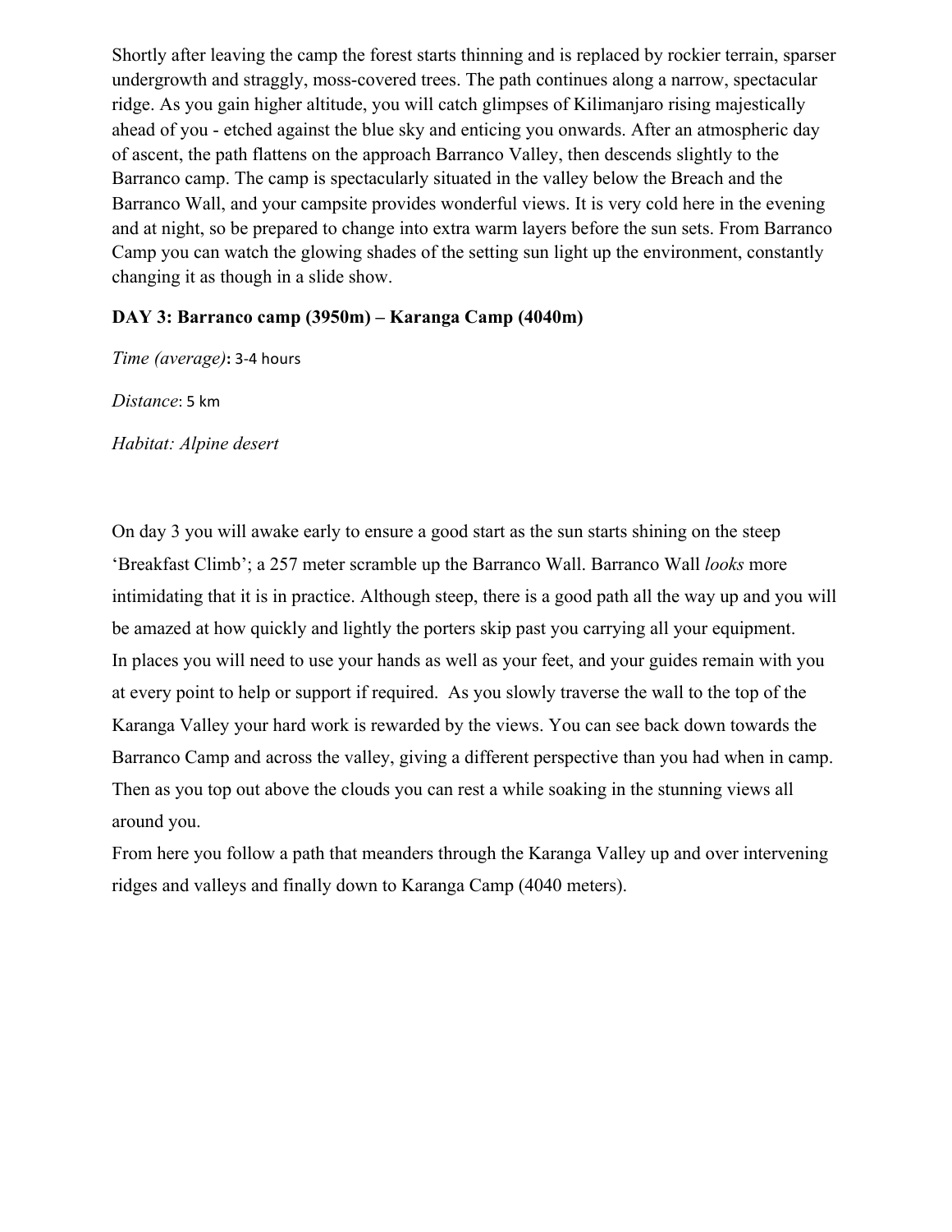Shortly after leaving the camp the forest starts thinning and is replaced by rockier terrain, sparser undergrowth and straggly, moss-covered trees. The path continues along a narrow, spectacular ridge. As you gain higher altitude, you will catch glimpses of Kilimanjaro rising majestically ahead of you - etched against the blue sky and enticing you onwards. After an atmospheric day of ascent, the path flattens on the approach Barranco Valley, then descends slightly to the Barranco camp. The camp is spectacularly situated in the valley below the Breach and the Barranco Wall, and your campsite provides wonderful views. It is very cold here in the evening and at night, so be prepared to change into extra warm layers before the sun sets. From Barranco Camp you can watch the glowing shades of the setting sun light up the environment, constantly changing it as though in a slide show.

**DAY 3: Barranco camp (3950m) – Karanga Camp (4040m)**

*Time (average)*: 3-4 hours

*Distance*: 5 km

*Habitat: Alpine desert*

On day 3 you will awake early to ensure a good start as the sun starts shining on the steep 'Breakfast Climb'; a 257 meter scramble up the Barranco Wall. Barranco Wall *looks* more intimidating that it is in practice. Although steep, there is a good path all the way up and you will be amazed at how quickly and lightly the porters skip past you carrying all your equipment. In places you will need to use your hands as well as your feet, and your guides remain with you at every point to help or support if required. As you slowly traverse the wall to the top of the Karanga Valley your hard work is rewarded by the views. You can see back down towards the Barranco Camp and across the valley, giving a different perspective than you had when in camp. Then as you top out above the clouds you can rest a while soaking in the stunning views all around you.

From here you follow a path that meanders through the Karanga Valley up and over intervening ridges and valleys and finally down to Karanga Camp (4040 meters).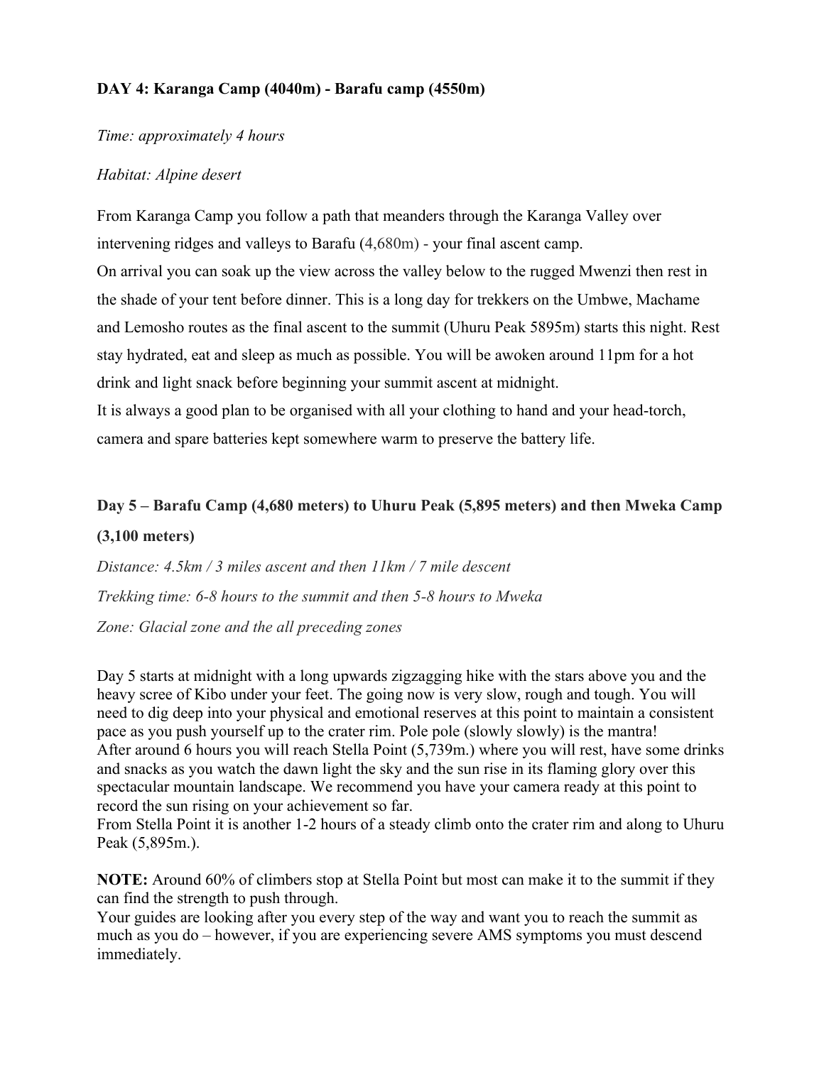**DAY 4: Karanga Camp (4040m) - Barafu camp (4550m)**

*Time: approximately 4 hours*

*Habitat: Alpine desert*

From Karanga Camp you follow a path that meanders through the Karanga Valley over intervening ridges and valleys to Barafu (4,680m) - your final ascent camp.
On arrival you can soak up the view across the valley below to the rugged Mwenzi then rest in the shade of your tent before dinner. This is a long day for trekkers on the Umbwe, Machame and Lemosho routes as the final ascent to the summit (Uhuru Peak 5895m) starts this night. Rest stay hydrated, eat and sleep as much as possible. You will be awoken around 11pm for a hot drink and light snack before beginning your summit ascent at midnight.
It is always a good plan to be organised with all your clothing to hand and your head-torch, camera and spare batteries kept somewhere warm to preserve the battery life.

**Day 5 – Barafu Camp (4,680 meters) to Uhuru Peak (5,895 meters) and then Mweka Camp (3,100 meters)**

*Distance: 4.5km / 3 miles ascent and then 11km / 7 mile descent*

*Trekking time: 6-8 hours to the summit and then 5-8 hours to Mweka*

*Zone: Glacial zone and the all preceding zones*

Day 5 starts at midnight with a long upwards zigzagging hike with the stars above you and the heavy scree of Kibo under your feet. The going now is very slow, rough and tough. You will need to dig deep into your physical and emotional reserves at this point to maintain a consistent pace as you push yourself up to the crater rim. Pole pole (slowly slowly) is the mantra!
After around 6 hours you will reach Stella Point (5,739m.) where you will rest, have some drinks and snacks as you watch the dawn light the sky and the sun rise in its flaming glory over this spectacular mountain landscape. We recommend you have your camera ready at this point to record the sun rising on your achievement so far.
From Stella Point it is another 1-2 hours of a steady climb onto the crater rim and along to Uhuru Peak (5,895m.).

**NOTE:** Around 60% of climbers stop at Stella Point but most can make it to the summit if they can find the strength to push through.
Your guides are looking after you every step of the way and want you to reach the summit as much as you do – however, if you are experiencing severe AMS symptoms you must descend immediately.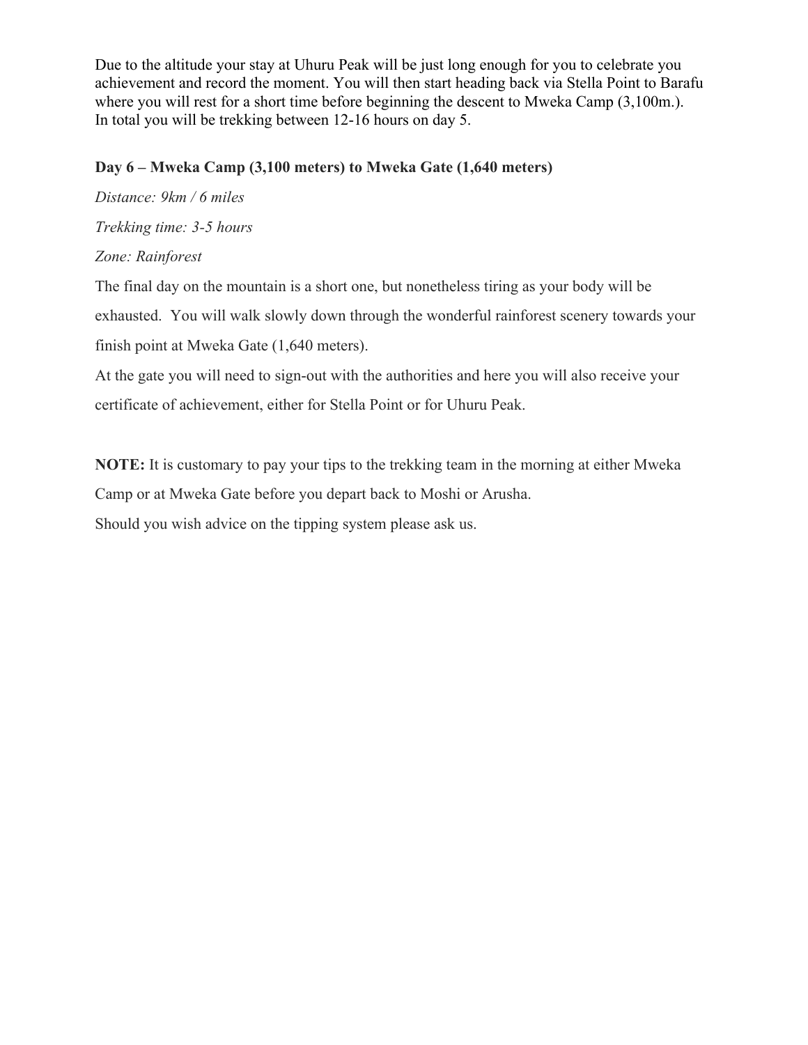Due to the altitude your stay at Uhuru Peak will be just long enough for you to celebrate you achievement and record the moment. You will then start heading back via Stella Point to Barafu where you will rest for a short time before beginning the descent to Mweka Camp (3,100m.). In total you will be trekking between 12-16 hours on day 5.

### Day 6 – Mweka Camp (3,100 meters) to Mweka Gate (1,640 meters)

*Distance: 9km / 6 miles*

*Trekking time: 3-5 hours*

*Zone: Rainforest*

The final day on the mountain is a short one, but nonetheless tiring as your body will be exhausted.  You will walk slowly down through the wonderful rainforest scenery towards your finish point at Mweka Gate (1,640 meters).

At the gate you will need to sign-out with the authorities and here you will also receive your certificate of achievement, either for Stella Point or for Uhuru Peak.

**NOTE:** It is customary to pay your tips to the trekking team in the morning at either Mweka Camp or at Mweka Gate before you depart back to Moshi or Arusha.

Should you wish advice on the tipping system please ask us.